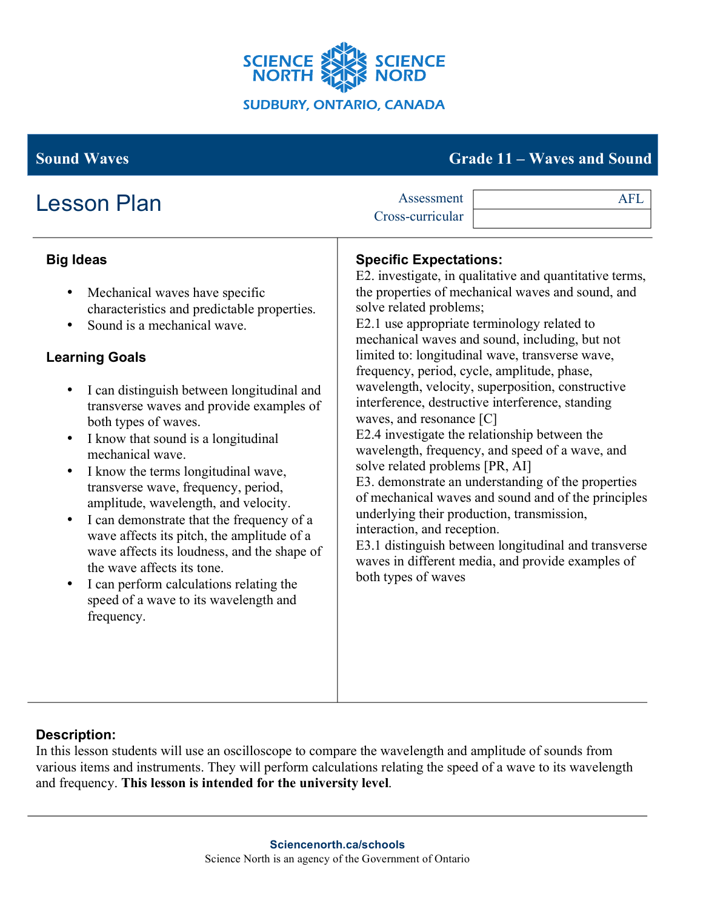SCIENCE NORTH SCIENCE NORD

SUDBURY, ONTARIO, CANADA

## Sound Waves — Grade 11 – Waves and Sound

# Lesson Plan

| Assessment | AFL |
| --- | --- |
| Cross-curricular | |

### Big Ideas

- Mechanical waves have specific characteristics and predictable properties.
- Sound is a mechanical wave.

### Learning Goals

- I can distinguish between longitudinal and transverse waves and provide examples of both types of waves.
- I know that sound is a longitudinal mechanical wave.
- I know the terms longitudinal wave, transverse wave, frequency, period, amplitude, wavelength, and velocity.
- I can demonstrate that the frequency of a wave affects its pitch, the amplitude of a wave affects its loudness, and the shape of the wave affects its tone.
- I can perform calculations relating the speed of a wave to its wavelength and frequency.

### Specific Expectations:

E2. investigate, in qualitative and quantitative terms, the properties of mechanical waves and sound, and solve related problems;

E2.1 use appropriate terminology related to mechanical waves and sound, including, but not limited to: longitudinal wave, transverse wave, frequency, period, cycle, amplitude, phase, wavelength, velocity, superposition, constructive interference, destructive interference, standing waves, and resonance [C]

E2.4 investigate the relationship between the wavelength, frequency, and speed of a wave, and solve related problems [PR, AI]

E3. demonstrate an understanding of the properties of mechanical waves and sound and of the principles underlying their production, transmission, interaction, and reception.

E3.1 distinguish between longitudinal and transverse waves in different media, and provide examples of both types of waves

### Description:

In this lesson students will use an oscilloscope to compare the wavelength and amplitude of sounds from various items and instruments. They will perform calculations relating the speed of a wave to its wavelength and frequency. **This lesson is intended for the university level**.

**Sciencenorth.ca/schools**

Science North is an agency of the Government of Ontario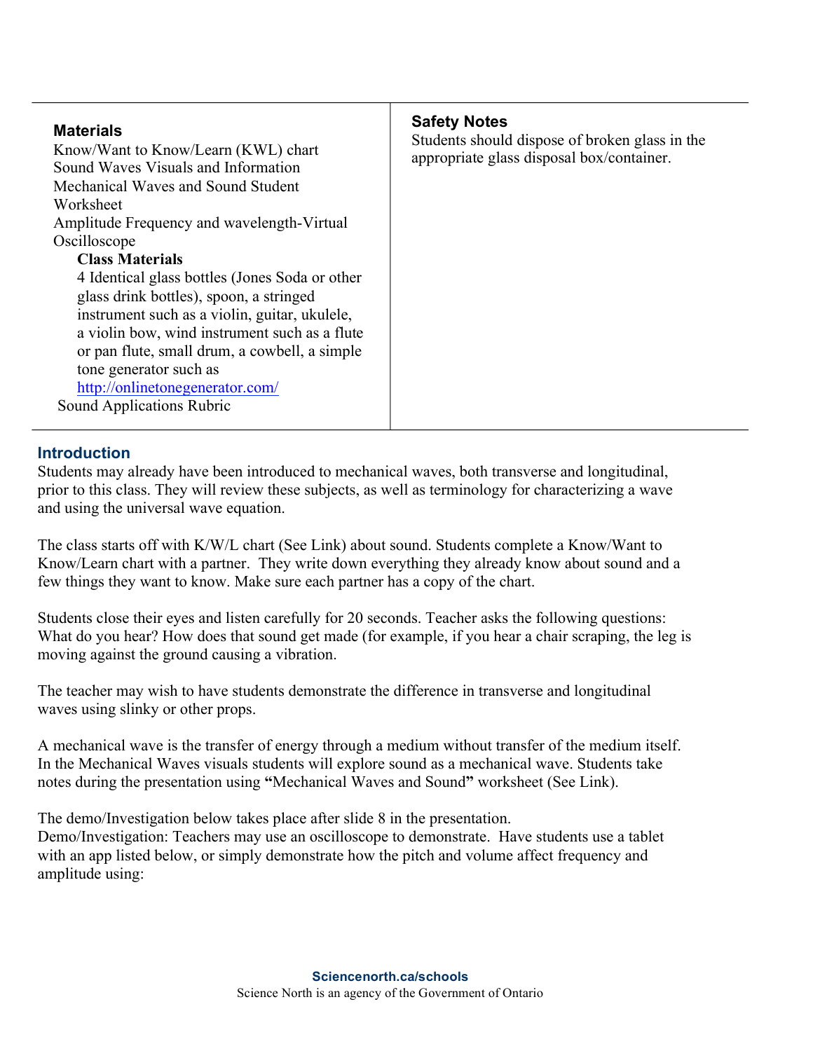| Materials | Safety Notes |
| --- | --- |
| Know/Want to Know/Learn (KWL) chart<br>Sound Waves Visuals and Information<br>Mechanical Waves and Sound Student Worksheet<br>Amplitude Frequency and wavelength-Virtual Oscilloscope<br>**Class Materials**<br>4 Identical glass bottles (Jones Soda or other glass drink bottles), spoon, a stringed instrument such as a violin, guitar, ukulele, a violin bow, wind instrument such as a flute or pan flute, small drum, a cowbell, a simple tone generator such as [http://onlinetonegenerator.com/](http://onlinetonegenerator.com/)<br>Sound Applications Rubric | Students should dispose of broken glass in the appropriate glass disposal box/container. |

## Introduction

Students may already have been introduced to mechanical waves, both transverse and longitudinal, prior to this class. They will review these subjects, as well as terminology for characterizing a wave and using the universal wave equation.

The class starts off with K/W/L chart (See Link) about sound. Students complete a Know/Want to Know/Learn chart with a partner. They write down everything they already know about sound and a few things they want to know. Make sure each partner has a copy of the chart.

Students close their eyes and listen carefully for 20 seconds. Teacher asks the following questions: What do you hear? How does that sound get made (for example, if you hear a chair scraping, the leg is moving against the ground causing a vibration.

The teacher may wish to have students demonstrate the difference in transverse and longitudinal waves using slinky or other props.

A mechanical wave is the transfer of energy through a medium without transfer of the medium itself. In the Mechanical Waves visuals students will explore sound as a mechanical wave. Students take notes during the presentation using **"**Mechanical Waves and Sound**"** worksheet (See Link).

The demo/Investigation below takes place after slide 8 in the presentation.
Demo/Investigation: Teachers may use an oscilloscope to demonstrate. Have students use a tablet with an app listed below, or simply demonstrate how the pitch and volume affect frequency and amplitude using: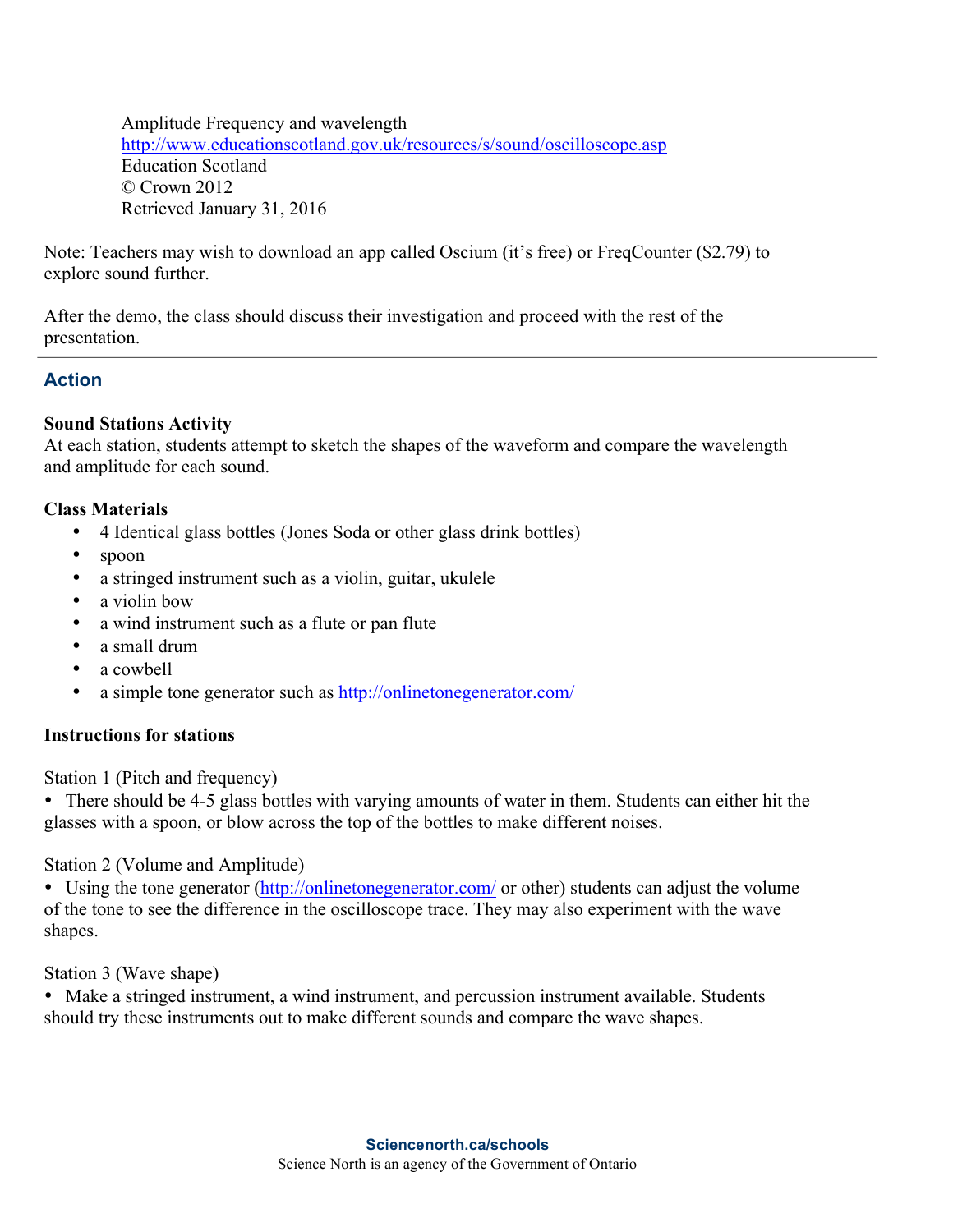Amplitude Frequency and wavelength  
http://www.educationscotland.gov.uk/resources/s/sound/oscilloscope.asp  
Education Scotland  
© Crown 2012  
Retrieved January 31, 2016

Note: Teachers may wish to download an app called Oscium (it's free) or FreqCounter ($2.79) to explore sound further.

After the demo, the class should discuss their investigation and proceed with the rest of the presentation.

---

## Action

**Sound Stations Activity**  
At each station, students attempt to sketch the shapes of the waveform and compare the wavelength and amplitude for each sound.

**Class Materials**

- 4 Identical glass bottles (Jones Soda or other glass drink bottles)
- spoon
- a stringed instrument such as a violin, guitar, ukulele
- a violin bow
- a wind instrument such as a flute or pan flute
- a small drum
- a cowbell
- a simple tone generator such as http://onlinetonegenerator.com/

**Instructions for stations**

Station 1 (Pitch and frequency)

- There should be 4-5 glass bottles with varying amounts of water in them. Students can either hit the glasses with a spoon, or blow across the top of the bottles to make different noises.

Station 2 (Volume and Amplitude)

- Using the tone generator (http://onlinetonegenerator.com/ or other) students can adjust the volume of the tone to see the difference in the oscilloscope trace. They may also experiment with the wave shapes.

Station 3 (Wave shape)

- Make a stringed instrument, a wind instrument, and percussion instrument available. Students should try these instruments out to make different sounds and compare the wave shapes.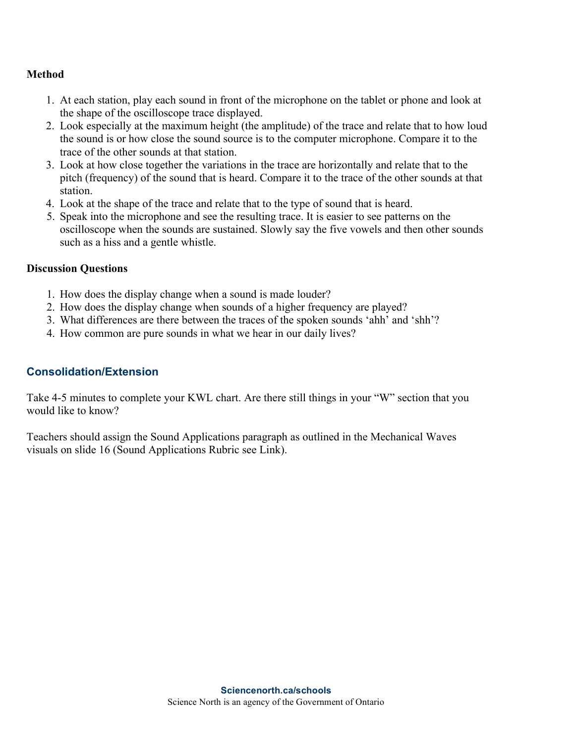**Method**

1. At each station, play each sound in front of the microphone on the tablet or phone and look at the shape of the oscilloscope trace displayed.
2. Look especially at the maximum height (the amplitude) of the trace and relate that to how loud the sound is or how close the sound source is to the computer microphone. Compare it to the trace of the other sounds at that station.
3. Look at how close together the variations in the trace are horizontally and relate that to the pitch (frequency) of the sound that is heard. Compare it to the trace of the other sounds at that station.
4. Look at the shape of the trace and relate that to the type of sound that is heard.
5. Speak into the microphone and see the resulting trace. It is easier to see patterns on the oscilloscope when the sounds are sustained. Slowly say the five vowels and then other sounds such as a hiss and a gentle whistle.

**Discussion Questions**

1. How does the display change when a sound is made louder?
2. How does the display change when sounds of a higher frequency are played?
3. What differences are there between the traces of the spoken sounds 'ahh' and 'shh'?
4. How common are pure sounds in what we hear in our daily lives?

## Consolidation/Extension

Take 4-5 minutes to complete your KWL chart. Are there still things in your "W" section that you would like to know?

Teachers should assign the Sound Applications paragraph as outlined in the Mechanical Waves visuals on slide 16 (Sound Applications Rubric see Link).